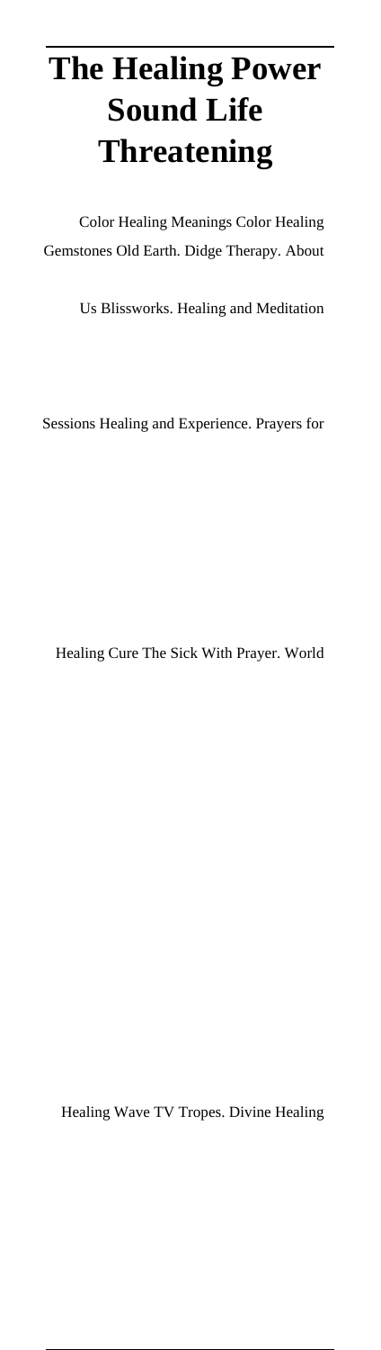# The Healing Power Sound Life Threatening

Color Healing Meanings Color Healing Gemstones Old Earth. Didge Therapy. About Us Blissworks. Healing and Meditation Sessions Healing and Experience. Prayers for Healing Cure The Sick With Prayer. World Healing Wave TV Tropes. Divine Healing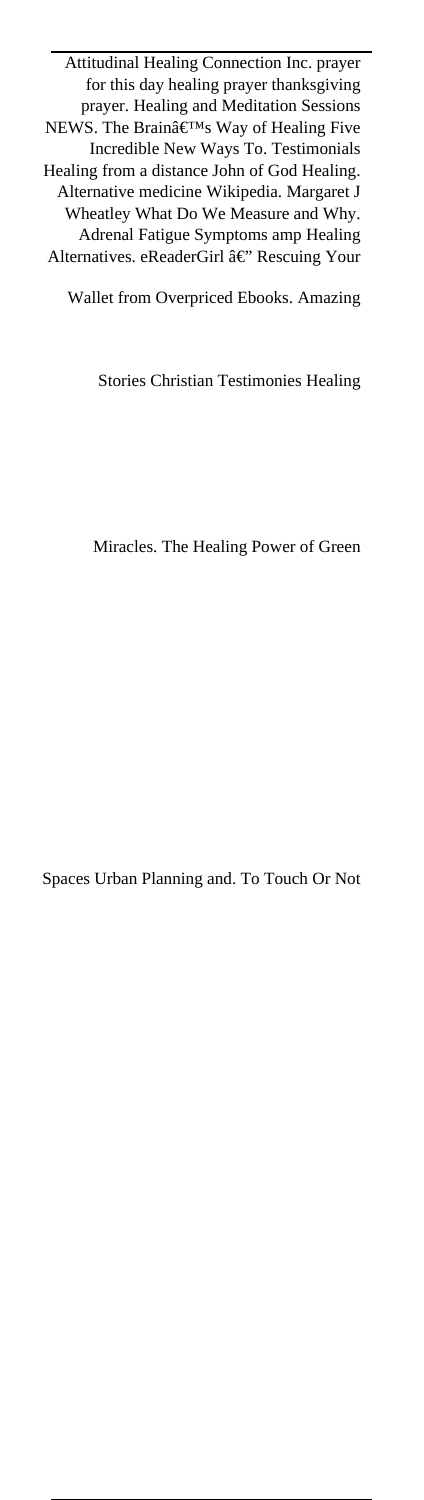Attitudinal Healing Connection Inc. prayer for this day healing prayer thanksgiving prayer. Healing and Meditation Sessions NEWS. The Brainâ€™s Way of Healing Five Incredible New Ways To. Testimonials Healing from a distance John of God Healing. Alternative medicine Wikipedia. Margaret J Wheatley What Do We Measure and Why. Adrenal Fatigue Symptoms amp Healing Alternatives. eReaderGirl â€" Rescuing Your Wallet from Overpriced Ebooks. Amazing Stories Christian Testimonies Healing Miracles. The Healing Power of Green Spaces Urban Planning and. To Touch Or Not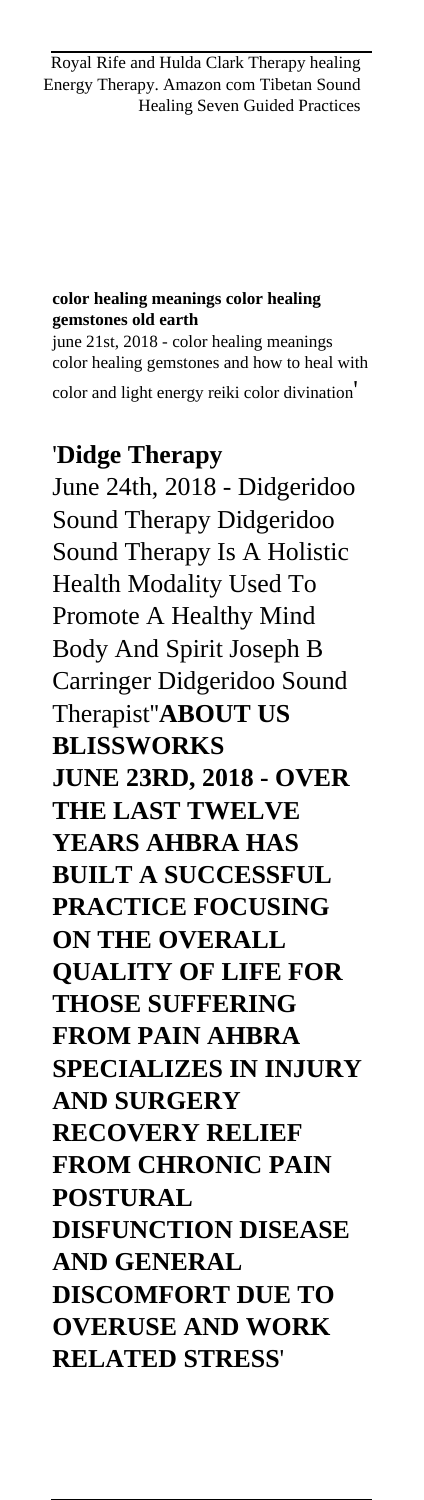Royal Rife and Hulda Clark Therapy healing Energy Therapy. Amazon com Tibetan Sound Healing Seven Guided Practices

**color healing meanings color healing gemstones old earth**
june 21st, 2018 - color healing meanings color healing gemstones and how to heal with color and light energy reiki color divination'

'**Didge Therapy**
June 24th, 2018 - Didgeridoo Sound Therapy Didgeridoo Sound Therapy Is A Holistic Health Modality Used To Promote A Healthy Mind Body And Spirit Joseph B Carringer Didgeridoo Sound Therapist''**ABOUT US BLISSWORKS**
**JUNE 23RD, 2018 - OVER THE LAST TWELVE YEARS AHBRA HAS BUILT A SUCCESSFUL PRACTICE FOCUSING ON THE OVERALL QUALITY OF LIFE FOR THOSE SUFFERING FROM PAIN AHBRA SPECIALIZES IN INJURY AND SURGERY RECOVERY RELIEF FROM CHRONIC PAIN POSTURAL DISFUNCTION DISEASE AND GENERAL DISCOMFORT DUE TO OVERUSE AND WORK RELATED STRESS**'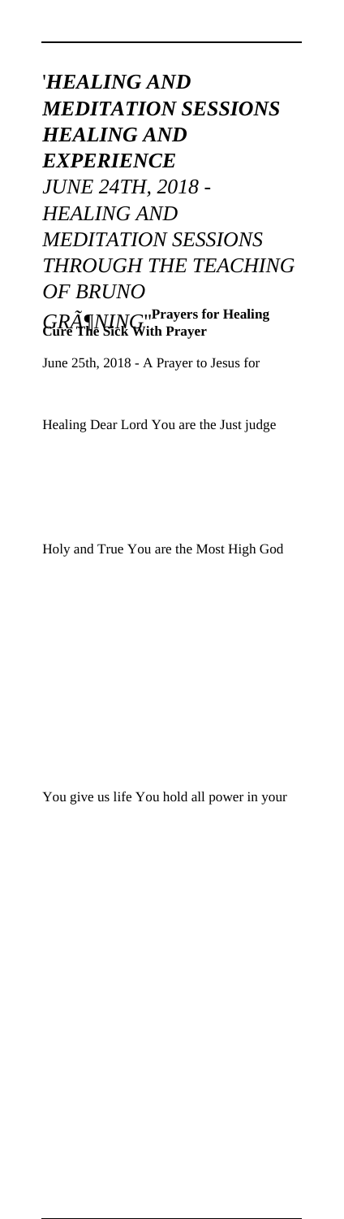*'HEALING AND MEDITATION SESSIONS HEALING AND EXPERIENCE*

*JUNE 24TH, 2018 - HEALING AND MEDITATION SESSIONS THROUGH THE TEACHING OF BRUNO GRÃ¶NING*''**Prayers for Healing Cure The Sick With Prayer**

June 25th, 2018 - A Prayer to Jesus for Healing Dear Lord You are the Just judge Holy and True You are the Most High God You give us life You hold all power in your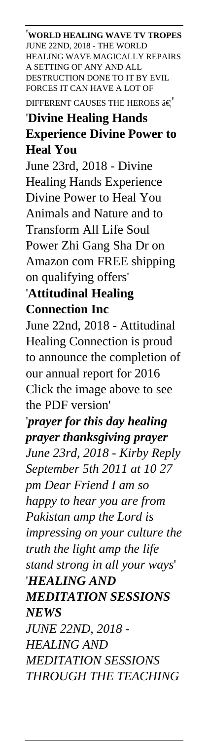'**WORLD HEALING WAVE TV TROPES**
JUNE 22ND, 2018 - THE WORLD HEALING WAVE MAGICALLY REPAIRS A SETTING OF ANY AND ALL DESTRUCTION DONE TO IT BY EVIL FORCES IT CAN HAVE A LOT OF DIFFERENT CAUSES THE HEROES â€¦'

'**Divine Healing Hands Experience Divine Power to Heal You**

June 23rd, 2018 - Divine Healing Hands Experience Divine Power to Heal You Animals and Nature and to Transform All Life Soul Power Zhi Gang Sha Dr on Amazon com FREE shipping on qualifying offers'

'**Attitudinal Healing Connection Inc**

June 22nd, 2018 - Attitudinal Healing Connection is proud to announce the completion of our annual report for 2016 Click the image above to see the PDF version'

'***prayer for this day healing prayer thanksgiving prayer***

*June 23rd, 2018 - Kirby Reply September 5th 2011 at 10 27 pm Dear Friend I am so happy to hear you are from Pakistan amp the Lord is impressing on your culture the truth the light amp the life stand strong in all your ways*'

'***HEALING AND MEDITATION SESSIONS NEWS***

*JUNE 22ND, 2018 - HEALING AND MEDITATION SESSIONS THROUGH THE TEACHING*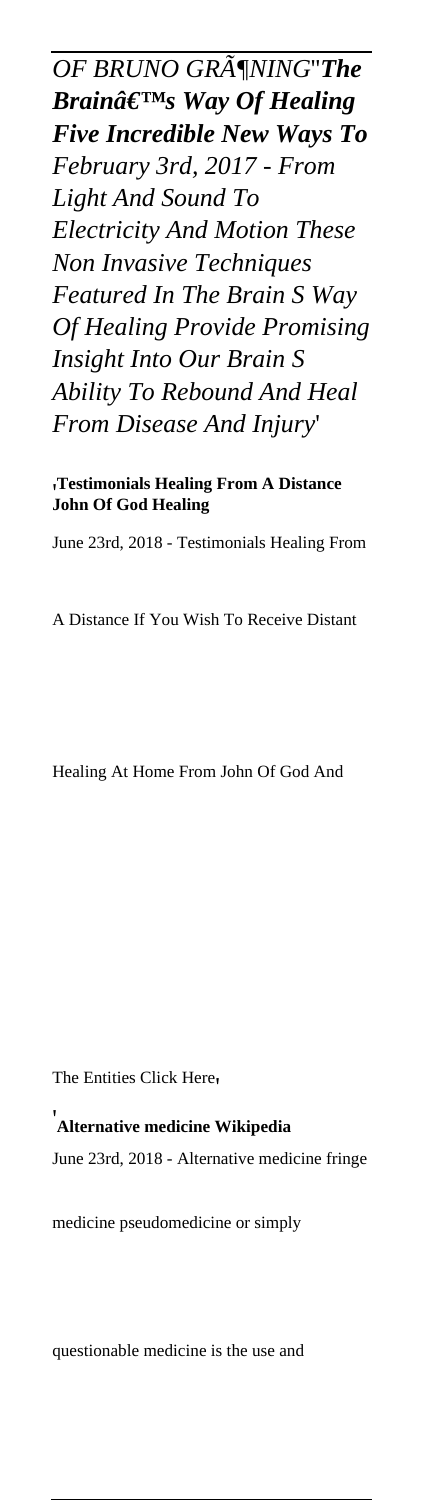*OF BRUNO GRÃ¶NING*''***The Brainâ€™s Way Of Healing Five Incredible New Ways To** February 3rd, 2017 - From Light And Sound To Electricity And Motion These Non Invasive Techniques Featured In The Brain S Way Of Healing Provide Promising Insight Into Our Brain S Ability To Rebound And Heal From Disease And Injury*'

'**Testimonials Healing From A Distance John Of God Healing**

June 23rd, 2018 - Testimonials Healing From A Distance If You Wish To Receive Distant Healing At Home From John Of God And The Entities Click Here'

'**Alternative medicine Wikipedia**

June 23rd, 2018 - Alternative medicine fringe medicine pseudomedicine or simply questionable medicine is the use and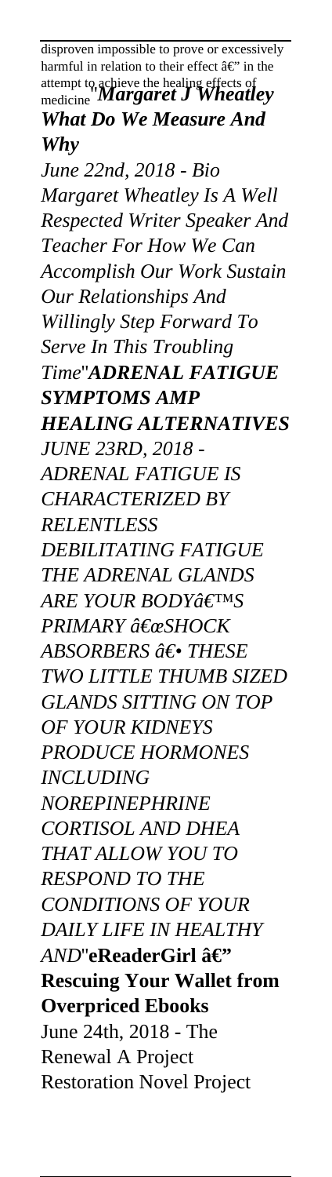disproven impossible to prove or excessively harmful in relation to their effect â€" in the attempt to achieve the healing effects of medicine''***Margaret J Wheatley What Do We Measure And Why***

*June 22nd, 2018 - Bio Margaret Wheatley Is A Well Respected Writer Speaker And Teacher For How We Can Accomplish Our Work Sustain Our Relationships And Willingly Step Forward To Serve In This Troubling Time*''***ADRENAL FATIGUE SYMPTOMS AMP HEALING ALTERNATIVES***

*JUNE 23RD, 2018 - ADRENAL FATIGUE IS CHARACTERIZED BY RELENTLESS DEBILITATING FATIGUE THE ADRENAL GLANDS ARE YOUR BODYâ€™S PRIMARY â€œSHOCK ABSORBERS â€• THESE TWO LITTLE THUMB SIZED GLANDS SITTING ON TOP OF YOUR KIDNEYS PRODUCE HORMONES INCLUDING NOREPINEPHRINE CORTISOL AND DHEA THAT ALLOW YOU TO RESPOND TO THE CONDITIONS OF YOUR DAILY LIFE IN HEALTHY AND*''**eReaderGirl â€" Rescuing Your Wallet from Overpriced Ebooks**

June 24th, 2018 - The Renewal A Project Restoration Novel Project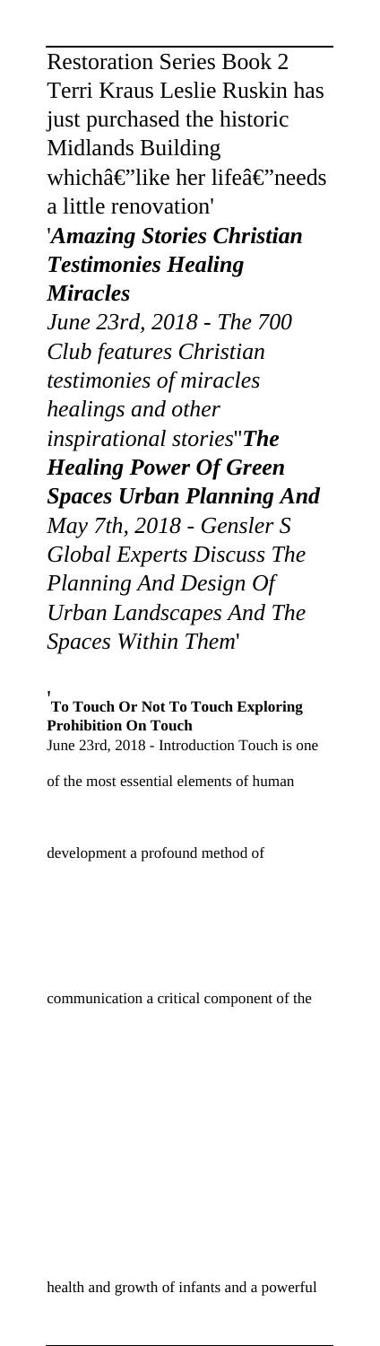Restoration Series Book 2 Terri Kraus Leslie Ruskin has just purchased the historic Midlands Building whichâ€"like her lifeâ€"needs a little renovation'

'***Amazing Stories Christian Testimonies Healing Miracles***

*June 23rd, 2018 - The 700 Club features Christian testimonies of miracles healings and other inspirational stories*''***The Healing Power Of Green Spaces Urban Planning And***

*May 7th, 2018 - Gensler S Global Experts Discuss The Planning And Design Of Urban Landscapes And The Spaces Within Them*'

'**To Touch Or Not To Touch Exploring Prohibition On Touch**

June 23rd, 2018 - Introduction Touch is one of the most essential elements of human development a profound method of communication a critical component of the health and growth of infants and a powerful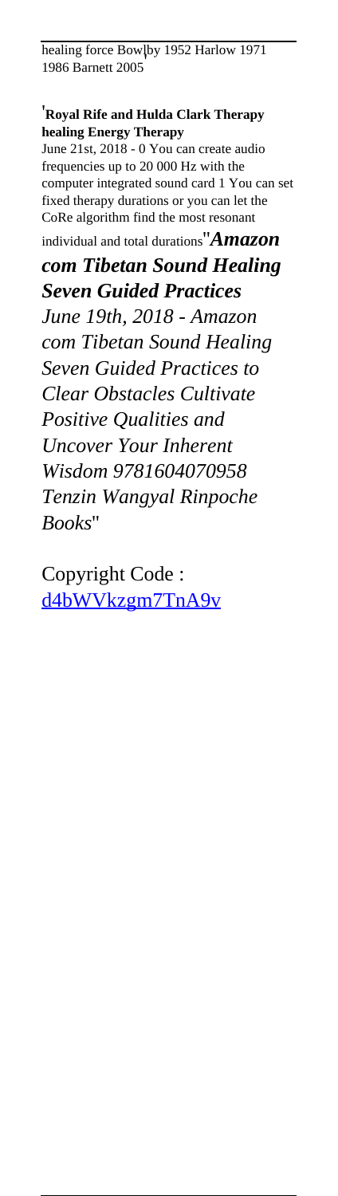healing force Bowl by 1952 Harlow 1971 1986 Barnett 2005

'**Royal Rife and Hulda Clark Therapy healing Energy Therapy**

June 21st, 2018 - 0 You can create audio frequencies up to 20 000 Hz with the computer integrated sound card 1 You can set fixed therapy durations or you can let the CoRe algorithm find the most resonant individual and total durations''***Amazon com Tibetan Sound Healing Seven Guided Practices***

*June 19th, 2018 - Amazon com Tibetan Sound Healing Seven Guided Practices to Clear Obstacles Cultivate Positive Qualities and Uncover Your Inherent Wisdom 9781604070958 Tenzin Wangyal Rinpoche Books*''

Copyright Code : d4bWVkzgm7TnA9v